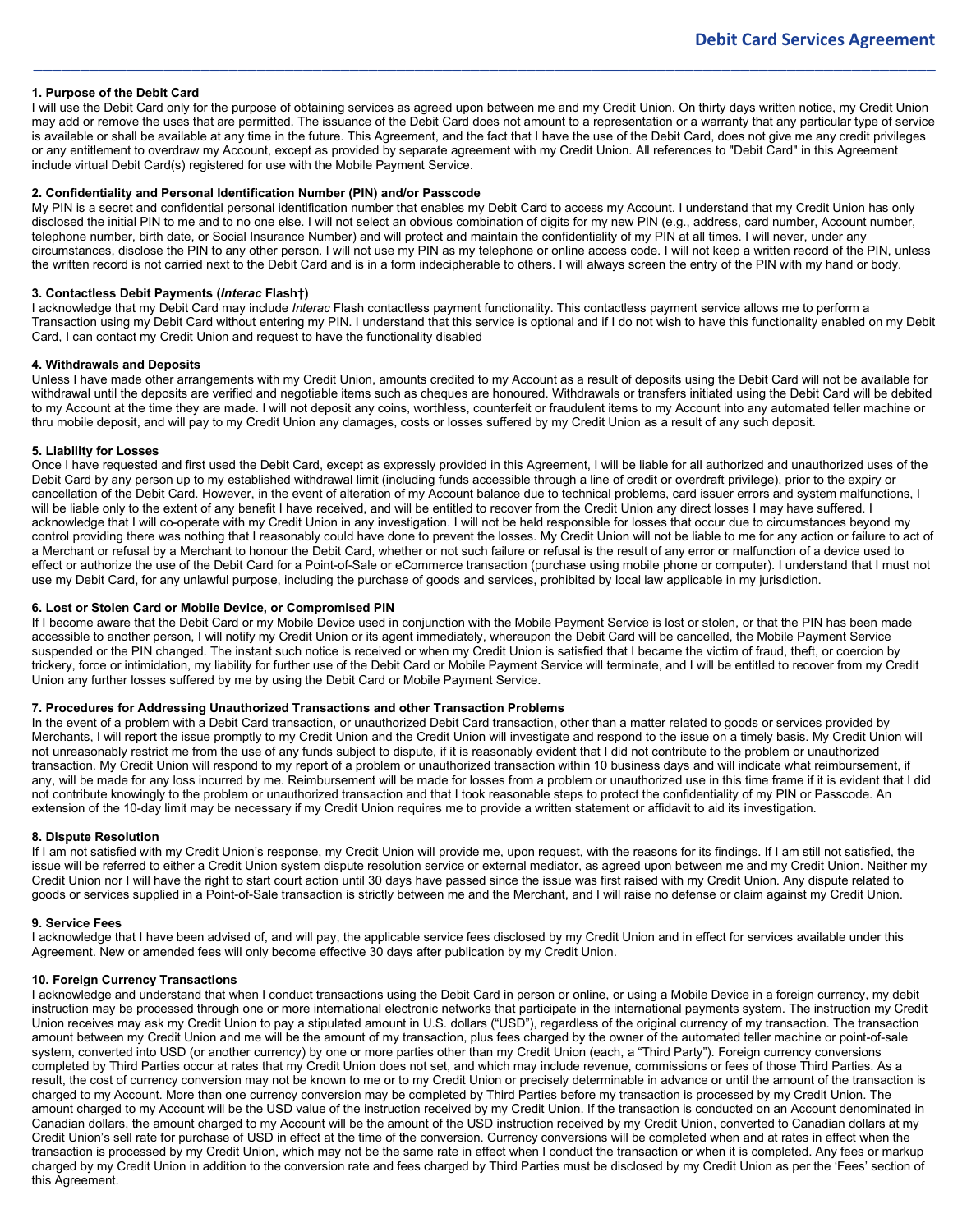# Debit Card Services Agreement

## 1. Purpose of the Debit Card

I will use the Debit Card only for the purpose of obtaining services as agreed upon between me and my Credit Union. On thirty days written notice, my Credit Union may add or remove the uses that are permitted. The issuance of the Debit Card does not amount to a representation or a warranty that any particular type of service is available or shall be available at any time in the future. This Agreement, and the fact that I have the use of the Debit Card, does not give me any credit privileges or any entitlement to overdraw my Account, except as provided by separate agreement with my Credit Union. All references to "Debit Card" in this Agreement include virtual Debit Card(s) registered for use with the Mobile Payment Service.

## 2. Confidentiality and Personal Identification Number (PIN) and/or Passcode

My PIN is a secret and confidential personal identification number that enables my Debit Card to access my Account. I understand that my Credit Union has only disclosed the initial PIN to me and to no one else. I will not select an obvious combination of digits for my new PIN (e.g., address, card number, Account number, telephone number, birth date, or Social Insurance Number) and will protect and maintain the confidentiality of my PIN at all times. I will never, under any circumstances, disclose the PIN to any other person. I will not use my PIN as my telephone or online access code. I will not keep a written record of the PIN, unless the written record is not carried next to the Debit Card and is in a form indecipherable to others. I will always screen the entry of the PIN with my hand or body.

## 3. Contactless Debit Payments (*Interac* Flash†)

I acknowledge that my Debit Card may include *Interac* Flash contactless payment functionality. This contactless payment service allows me to perform a Transaction using my Debit Card without entering my PIN. I understand that this service is optional and if I do not wish to have this functionality enabled on my Debit Card, I can contact my Credit Union and request to have the functionality disabled

## 4. Withdrawals and Deposits

Unless I have made other arrangements with my Credit Union, amounts credited to my Account as a result of deposits using the Debit Card will not be available for withdrawal until the deposits are verified and negotiable items such as cheques are honoured. Withdrawals or transfers initiated using the Debit Card will be debited to my Account at the time they are made. I will not deposit any coins, worthless, counterfeit or fraudulent items to my Account into any automated teller machine or thru mobile deposit, and will pay to my Credit Union any damages, costs or losses suffered by my Credit Union as a result of any such deposit.

## 5. Liability for Losses

Once I have requested and first used the Debit Card, except as expressly provided in this Agreement, I will be liable for all authorized and unauthorized uses of the Debit Card by any person up to my established withdrawal limit (including funds accessible through a line of credit or overdraft privilege), prior to the expiry or cancellation of the Debit Card. However, in the event of alteration of my Account balance due to technical problems, card issuer errors and system malfunctions, I will be liable only to the extent of any benefit I have received, and will be entitled to recover from the Credit Union any direct losses I may have suffered. I acknowledge that I will co-operate with my Credit Union in any investigation. I will not be held responsible for losses that occur due to circumstances beyond my control providing there was nothing that I reasonably could have done to prevent the losses. My Credit Union will not be liable to me for any action or failure to act of a Merchant or refusal by a Merchant to honour the Debit Card, whether or not such failure or refusal is the result of any error or malfunction of a device used to effect or authorize the use of the Debit Card for a Point-of-Sale or eCommerce transaction (purchase using mobile phone or computer). I understand that I must not use my Debit Card, for any unlawful purpose, including the purchase of goods and services, prohibited by local law applicable in my jurisdiction.

## 6. Lost or Stolen Card or Mobile Device, or Compromised PIN

If I become aware that the Debit Card or my Mobile Device used in conjunction with the Mobile Payment Service is lost or stolen, or that the PIN has been made accessible to another person, I will notify my Credit Union or its agent immediately, whereupon the Debit Card will be cancelled, the Mobile Payment Service suspended or the PIN changed. The instant such notice is received or when my Credit Union is satisfied that I became the victim of fraud, theft, or coercion by trickery, force or intimidation, my liability for further use of the Debit Card or Mobile Payment Service will terminate, and I will be entitled to recover from my Credit Union any further losses suffered by me by using the Debit Card or Mobile Payment Service.

## 7. Procedures for Addressing Unauthorized Transactions and other Transaction Problems

In the event of a problem with a Debit Card transaction, or unauthorized Debit Card transaction, other than a matter related to goods or services provided by Merchants, I will report the issue promptly to my Credit Union and the Credit Union will investigate and respond to the issue on a timely basis. My Credit Union will not unreasonably restrict me from the use of any funds subject to dispute, if it is reasonably evident that I did not contribute to the problem or unauthorized transaction. My Credit Union will respond to my report of a problem or unauthorized transaction within 10 business days and will indicate what reimbursement, if any, will be made for any loss incurred by me. Reimbursement will be made for losses from a problem or unauthorized use in this time frame if it is evident that I did not contribute knowingly to the problem or unauthorized transaction and that I took reasonable steps to protect the confidentiality of my PIN or Passcode. An extension of the 10-day limit may be necessary if my Credit Union requires me to provide a written statement or affidavit to aid its investigation.

## 8. Dispute Resolution

If I am not satisfied with my Credit Union's response, my Credit Union will provide me, upon request, with the reasons for its findings. If I am still not satisfied, the issue will be referred to either a Credit Union system dispute resolution service or external mediator, as agreed upon between me and my Credit Union. Neither my Credit Union nor I will have the right to start court action until 30 days have passed since the issue was first raised with my Credit Union. Any dispute related to goods or services supplied in a Point-of-Sale transaction is strictly between me and the Merchant, and I will raise no defense or claim against my Credit Union.

## 9. Service Fees

I acknowledge that I have been advised of, and will pay, the applicable service fees disclosed by my Credit Union and in effect for services available under this Agreement. New or amended fees will only become effective 30 days after publication by my Credit Union.

## 10. Foreign Currency Transactions

I acknowledge and understand that when I conduct transactions using the Debit Card in person or online, or using a Mobile Device in a foreign currency, my debit instruction may be processed through one or more international electronic networks that participate in the international payments system. The instruction my Credit Union receives may ask my Credit Union to pay a stipulated amount in U.S. dollars ("USD"), regardless of the original currency of my transaction. The transaction amount between my Credit Union and me will be the amount of my transaction, plus fees charged by the owner of the automated teller machine or point-of-sale system, converted into USD (or another currency) by one or more parties other than my Credit Union (each, a "Third Party"). Foreign currency conversions completed by Third Parties occur at rates that my Credit Union does not set, and which may include revenue, commissions or fees of those Third Parties. As a result, the cost of currency conversion may not be known to me or to my Credit Union or precisely determinable in advance or until the amount of the transaction is charged to my Account. More than one currency conversion may be completed by Third Parties before my transaction is processed by my Credit Union. The amount charged to my Account will be the USD value of the instruction received by my Credit Union. If the transaction is conducted on an Account denominated in Canadian dollars, the amount charged to my Account will be the amount of the USD instruction received by my Credit Union, converted to Canadian dollars at my Credit Union's sell rate for purchase of USD in effect at the time of the conversion. Currency conversions will be completed when and at rates in effect when the transaction is processed by my Credit Union, which may not be the same rate in effect when I conduct the transaction or when it is completed. Any fees or markup charged by my Credit Union in addition to the conversion rate and fees charged by Third Parties must be disclosed by my Credit Union as per the 'Fees' section of this Agreement.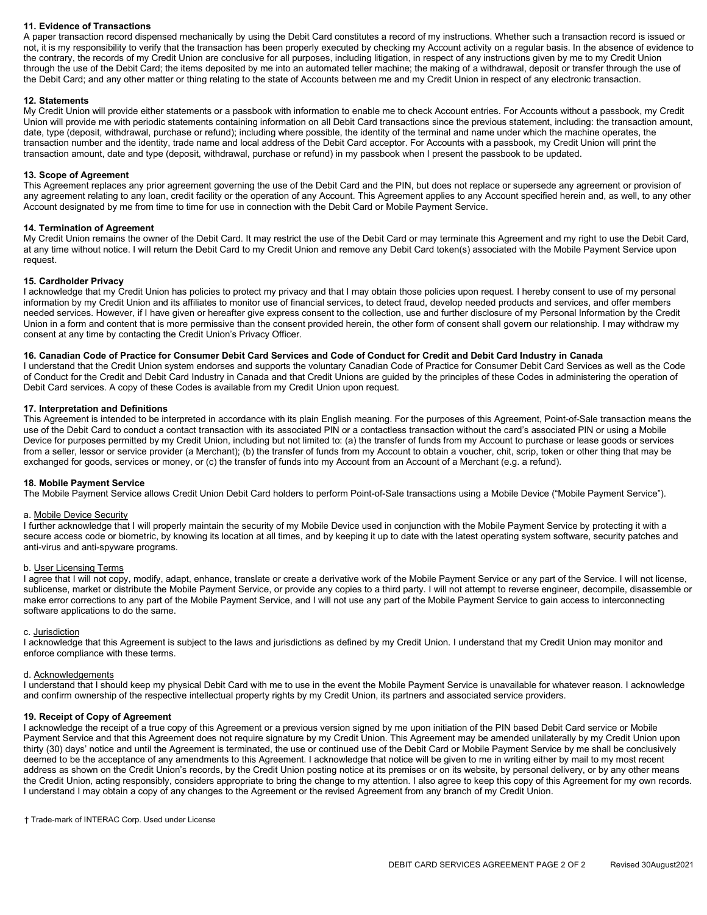### 11. Evidence of Transactions

A paper transaction record dispensed mechanically by using the Debit Card constitutes a record of my instructions. Whether such a transaction record is issued or not, it is my responsibility to verify that the transaction has been properly executed by checking my Account activity on a regular basis. In the absence of evidence to the contrary, the records of my Credit Union are conclusive for all purposes, including litigation, in respect of any instructions given by me to my Credit Union through the use of the Debit Card; the items deposited by me into an automated teller machine; the making of a withdrawal, deposit or transfer through the use of the Debit Card; and any other matter or thing relating to the state of Accounts between me and my Credit Union in respect of any electronic transaction.

### 12. Statements

My Credit Union will provide either statements or a passbook with information to enable me to check Account entries. For Accounts without a passbook, my Credit Union will provide me with periodic statements containing information on all Debit Card transactions since the previous statement, including: the transaction amount, date, type (deposit, withdrawal, purchase or refund); including where possible, the identity of the terminal and name under which the machine operates, the transaction number and the identity, trade name and local address of the Debit Card acceptor. For Accounts with a passbook, my Credit Union will print the transaction amount, date and type (deposit, withdrawal, purchase or refund) in my passbook when I present the passbook to be updated.

### 13. Scope of Agreement

This Agreement replaces any prior agreement governing the use of the Debit Card and the PIN, but does not replace or supersede any agreement or provision of any agreement relating to any loan, credit facility or the operation of any Account. This Agreement applies to any Account specified herein and, as well, to any other Account designated by me from time to time for use in connection with the Debit Card or Mobile Payment Service.

### 14. Termination of Agreement

My Credit Union remains the owner of the Debit Card. It may restrict the use of the Debit Card or may terminate this Agreement and my right to use the Debit Card, at any time without notice. I will return the Debit Card to my Credit Union and remove any Debit Card token(s) associated with the Mobile Payment Service upon request.

### 15. Cardholder Privacy

I acknowledge that my Credit Union has policies to protect my privacy and that I may obtain those policies upon request. I hereby consent to use of my personal information by my Credit Union and its affiliates to monitor use of financial services, to detect fraud, develop needed products and services, and offer members needed services. However, if I have given or hereafter give express consent to the collection, use and further disclosure of my Personal Information by the Credit Union in a form and content that is more permissive than the consent provided herein, the other form of consent shall govern our relationship. I may withdraw my consent at any time by contacting the Credit Union's Privacy Officer.

### 16. Canadian Code of Practice for Consumer Debit Card Services and Code of Conduct for Credit and Debit Card Industry in Canada

I understand that the Credit Union system endorses and supports the voluntary Canadian Code of Practice for Consumer Debit Card Services as well as the Code of Conduct for the Credit and Debit Card Industry in Canada and that Credit Unions are guided by the principles of these Codes in administering the operation of Debit Card services. A copy of these Codes is available from my Credit Union upon request.

### 17. Interpretation and Definitions

This Agreement is intended to be interpreted in accordance with its plain English meaning. For the purposes of this Agreement, Point-of-Sale transaction means the use of the Debit Card to conduct a contact transaction with its associated PIN or a contactless transaction without the card's associated PIN or using a Mobile Device for purposes permitted by my Credit Union, including but not limited to: (a) the transfer of funds from my Account to purchase or lease goods or services from a seller, lessor or service provider (a Merchant); (b) the transfer of funds from my Account to obtain a voucher, chit, scrip, token or other thing that may be exchanged for goods, services or money, or (c) the transfer of funds into my Account from an Account of a Merchant (e.g. a refund).

### 18. Mobile Payment Service

The Mobile Payment Service allows Credit Union Debit Card holders to perform Point-of-Sale transactions using a Mobile Device ("Mobile Payment Service").

a. Mobile Device Security

I further acknowledge that I will properly maintain the security of my Mobile Device used in conjunction with the Mobile Payment Service by protecting it with a secure access code or biometric, by knowing its location at all times, and by keeping it up to date with the latest operating system software, security patches and anti-virus and anti-spyware programs.

b. User Licensing Terms

I agree that I will not copy, modify, adapt, enhance, translate or create a derivative work of the Mobile Payment Service or any part of the Service. I will not license, sublicense, market or distribute the Mobile Payment Service, or provide any copies to a third party. I will not attempt to reverse engineer, decompile, disassemble or make error corrections to any part of the Mobile Payment Service, and I will not use any part of the Mobile Payment Service to gain access to interconnecting software applications to do the same.

c. Jurisdiction

I acknowledge that this Agreement is subject to the laws and jurisdictions as defined by my Credit Union. I understand that my Credit Union may monitor and enforce compliance with these terms.

d. Acknowledgements

I understand that I should keep my physical Debit Card with me to use in the event the Mobile Payment Service is unavailable for whatever reason. I acknowledge and confirm ownership of the respective intellectual property rights by my Credit Union, its partners and associated service providers.

### 19. Receipt of Copy of Agreement

I acknowledge the receipt of a true copy of this Agreement or a previous version signed by me upon initiation of the PIN based Debit Card service or Mobile Payment Service and that this Agreement does not require signature by my Credit Union. This Agreement may be amended unilaterally by my Credit Union upon thirty (30) days' notice and until the Agreement is terminated, the use or continued use of the Debit Card or Mobile Payment Service by me shall be conclusively deemed to be the acceptance of any amendments to this Agreement. I acknowledge that notice will be given to me in writing either by mail to my most recent address as shown on the Credit Union's records, by the Credit Union posting notice at its premises or on its website, by personal delivery, or by any other means the Credit Union, acting responsibly, considers appropriate to bring the change to my attention. I also agree to keep this copy of this Agreement for my own records. I understand I may obtain a copy of any changes to the Agreement or the revised Agreement from any branch of my Credit Union.

† Trade-mark of INTERAC Corp. Used under License

DEBIT CARD SERVICES AGREEMENT Revised 30August2021